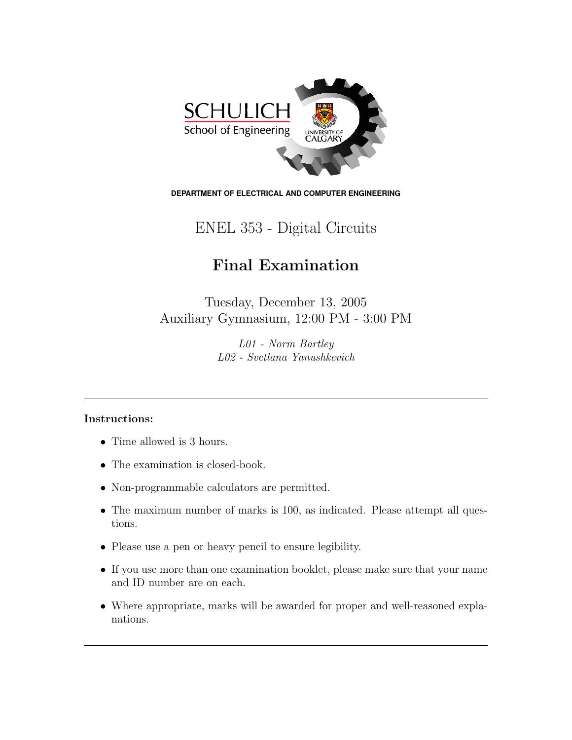SCHULICH
School of Engineering

UNIVERSITY OF CALGARY

**DEPARTMENT OF ELECTRICAL AND COMPUTER ENGINEERING**

# ENEL 353 - Digital Circuits

## Final Examination

Tuesday, December 13, 2005
Auxiliary Gymnasium, 12:00 PM - 3:00 PM

*L01 - Norm Bartley*
*L02 - Svetlana Yanushkevich*

---

**Instructions:**

- Time allowed is 3 hours.
- The examination is closed-book.
- Non-programmable calculators are permitted.
- The maximum number of marks is 100, as indicated. Please attempt all questions.
- Please use a pen or heavy pencil to ensure legibility.
- If you use more than one examination booklet, please make sure that your name and ID number are on each.
- Where appropriate, marks will be awarded for proper and well-reasoned explanations.

---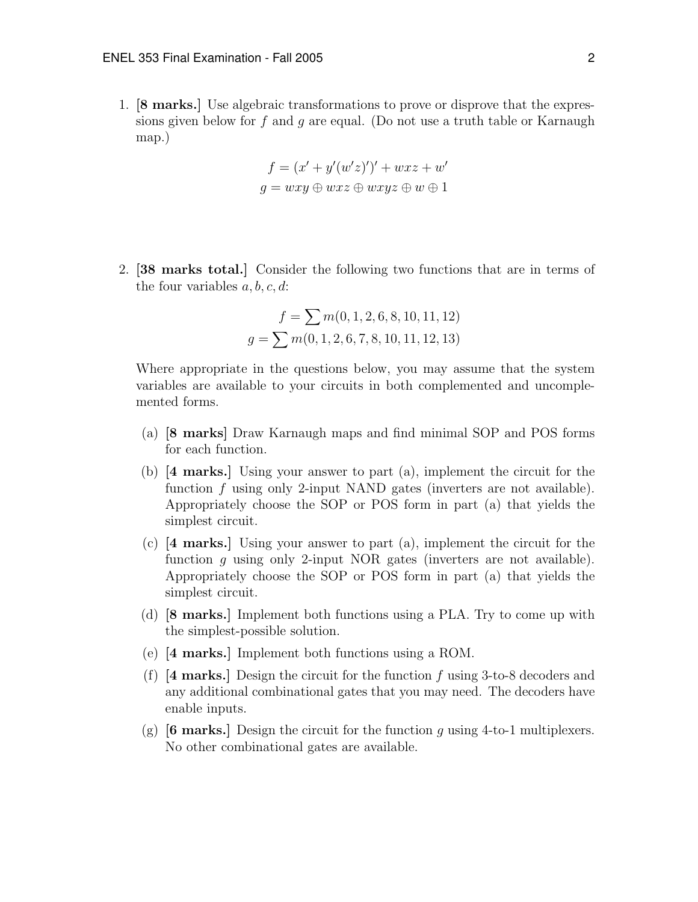1. **[8 marks.]** Use algebraic transformations to prove or disprove that the expressions given below for $f$ and $g$ are equal. (Do not use a truth table or Karnaugh map.)

$$f = (x' + y'(w'z)')' + wxz + w'$$
$$g = wxy \oplus wxz \oplus wxyz \oplus w \oplus 1$$

2. **[38 marks total.]** Consider the following two functions that are in terms of the four variables $a, b, c, d$:

$$f = \sum m(0, 1, 2, 6, 8, 10, 11, 12)$$
$$g = \sum m(0, 1, 2, 6, 7, 8, 10, 11, 12, 13)$$

Where appropriate in the questions below, you may assume that the system variables are available to your circuits in both complemented and uncomplemented forms.

   (a) **[8 marks]** Draw Karnaugh maps and find minimal SOP and POS forms for each function.

   (b) **[4 marks.]** Using your answer to part (a), implement the circuit for the function $f$ using only 2-input NAND gates (inverters are not available). Appropriately choose the SOP or POS form in part (a) that yields the simplest circuit.

   (c) **[4 marks.]** Using your answer to part (a), implement the circuit for the function $g$ using only 2-input NOR gates (inverters are not available). Appropriately choose the SOP or POS form in part (a) that yields the simplest circuit.

   (d) **[8 marks.]** Implement both functions using a PLA. Try to come up with the simplest-possible solution.

   (e) **[4 marks.]** Implement both functions using a ROM.

   (f) **[4 marks.]** Design the circuit for the function $f$ using 3-to-8 decoders and any additional combinational gates that you may need. The decoders have enable inputs.

   (g) **[6 marks.]** Design the circuit for the function $g$ using 4-to-1 multiplexers. No other combinational gates are available.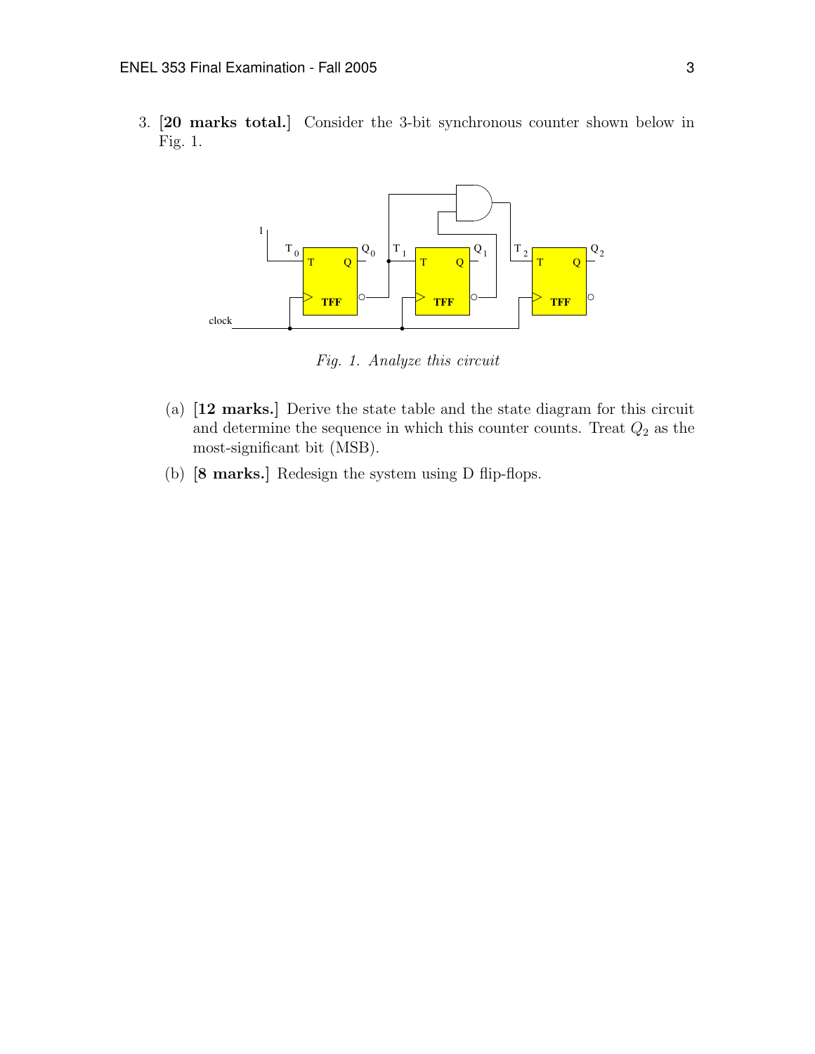3. **[20 marks total.]** Consider the 3-bit synchronous counter shown below in Fig. 1.

*Fig. 1. Analyze this circuit*

(a) **[12 marks.]** Derive the state table and the state diagram for this circuit and determine the sequence in which this counter counts. Treat $Q_2$ as the most-significant bit (MSB).

(b) **[8 marks.]** Redesign the system using D flip-flops.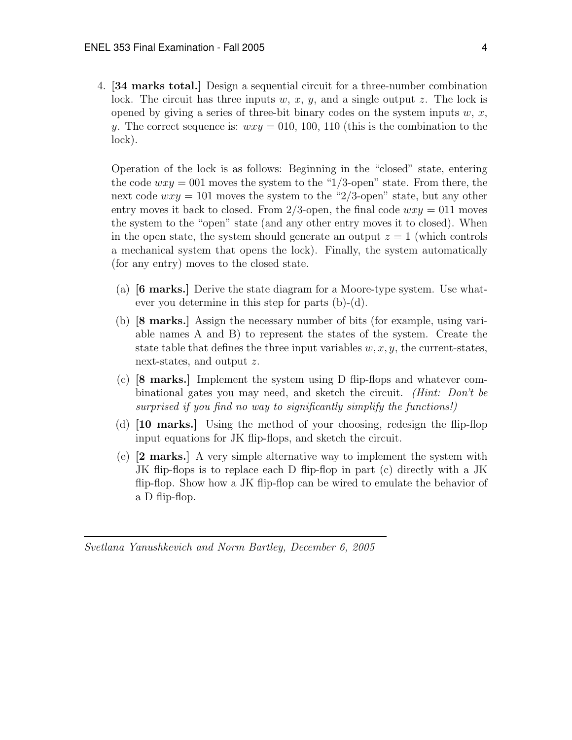4. **[34 marks total.]** Design a sequential circuit for a three-number combination lock. The circuit has three inputs $w$, $x$, $y$, and a single output $z$. The lock is opened by giving a series of three-bit binary codes on the system inputs $w$, $x$, $y$. The correct sequence is: $wxy = 010, 100, 110$ (this is the combination to the lock).

   Operation of the lock is as follows: Beginning in the "closed" state, entering the code $wxy = 001$ moves the system to the "1/3-open" state. From there, the next code $wxy = 101$ moves the system to the "2/3-open" state, but any other entry moves it back to closed. From 2/3-open, the final code $wxy = 011$ moves the system to the "open" state (and any other entry moves it to closed). When in the open state, the system should generate an output $z = 1$ (which controls a mechanical system that opens the lock). Finally, the system automatically (for any entry) moves to the closed state.

   (a) **[6 marks.]** Derive the state diagram for a Moore-type system. Use whatever you determine in this step for parts (b)-(d).

   (b) **[8 marks.]** Assign the necessary number of bits (for example, using variable names A and B) to represent the states of the system. Create the state table that defines the three input variables $w, x, y$, the current-states, next-states, and output $z$.

   (c) **[8 marks.]** Implement the system using D flip-flops and whatever combinational gates you may need, and sketch the circuit. *(Hint: Don't be surprised if you find no way to significantly simplify the functions!)*

   (d) **[10 marks.]** Using the method of your choosing, redesign the flip-flop input equations for JK flip-flops, and sketch the circuit.

   (e) **[2 marks.]** A very simple alternative way to implement the system with JK flip-flops is to replace each D flip-flop in part (c) directly with a JK flip-flop. Show how a JK flip-flop can be wired to emulate the behavior of a D flip-flop.

*Svetlana Yanushkevich and Norm Bartley, December 6, 2005*